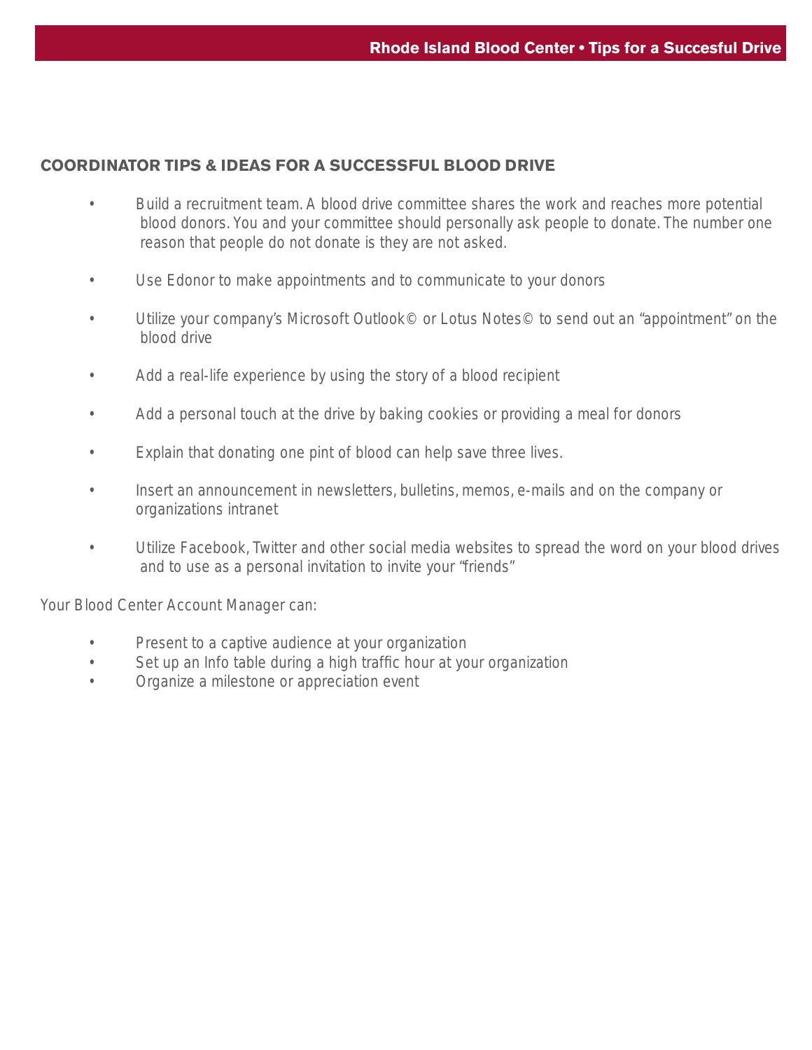## COORDINATOR TIPS & IDEAS FOR A SUCCESSFUL BLOOD DRIVE

- Build a recruitment team. A blood drive committee shares the work and reaches more potential blood donors. You and your committee should personally ask people to donate. The number one reason that people do not donate is they are not asked.
- Use Edonor to make appointments and to communicate to your donors
- Utilize your company's Microsoft Outlook© or Lotus Notes© to send out an "appointment" on the blood drive
- Add a real-life experience by using the story of a blood recipient
- Add a personal touch at the drive by baking cookies or providing a meal for donors
- Explain that donating one pint of blood can help save three lives.
- Insert an announcement in newsletters, bulletins, memos, e-mails and on the company or organizations intranet
- Utilize Facebook, Twitter and other social media websites to spread the word on your blood drives and to use as a personal invitation to invite your "friends"

Your Blood Center Account Manager can:

- Present to a captive audience at your organization
- Set up an Info table during a high traffic hour at your organization
- Organize a milestone or appreciation event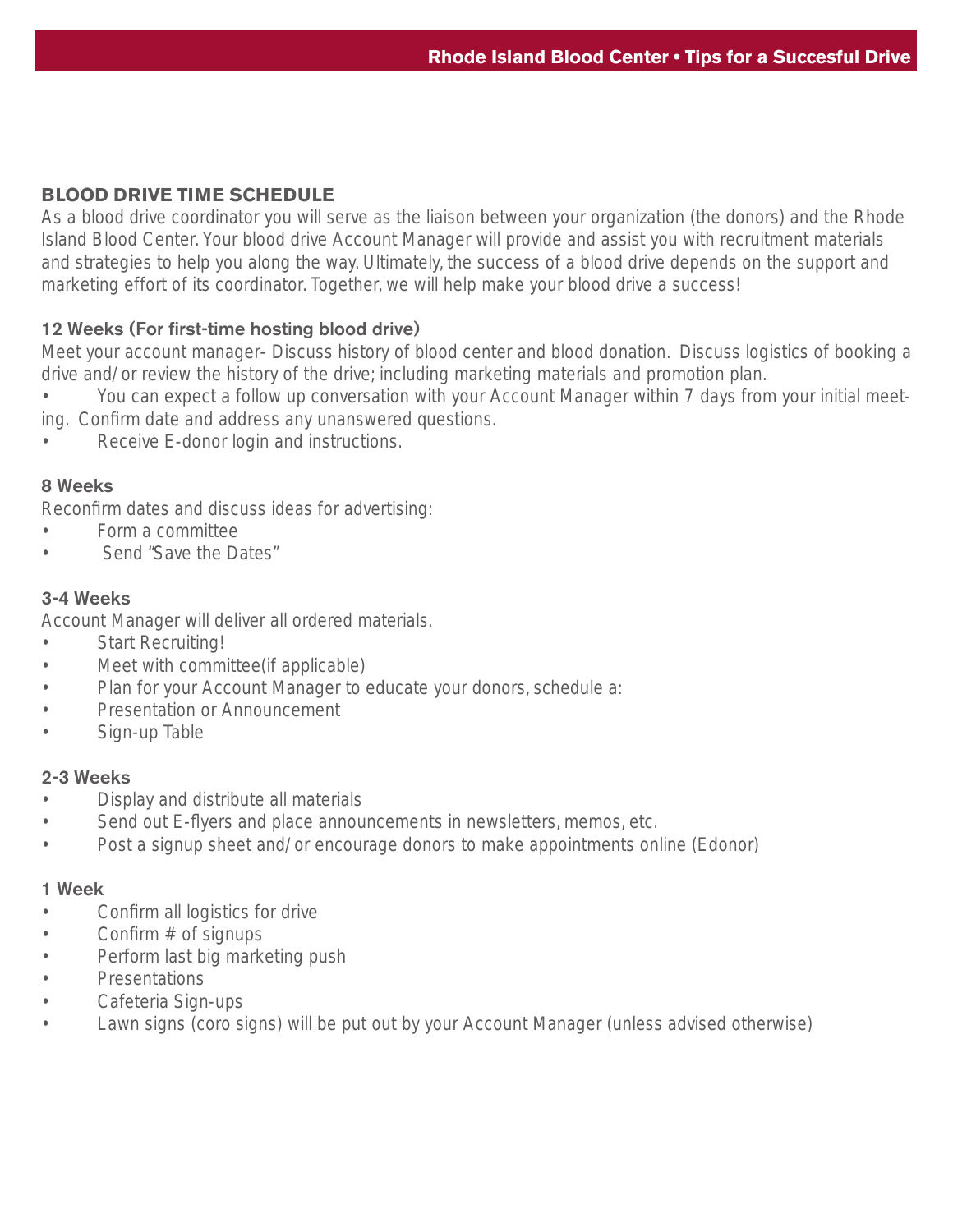## BLOOD DRIVE TIME SCHEDULE

As a blood drive coordinator you will serve as the liaison between your organization (the donors) and the Rhode Island Blood Center. Your blood drive Account Manager will provide and assist you with recruitment materials and strategies to help you along the way. Ultimately, the success of a blood drive depends on the support and marketing effort of its coordinator. Together, we will help make your blood drive a success!

### 12 Weeks (For first-time hosting blood drive)

Meet your account manager- Discuss history of blood center and blood donation. Discuss logistics of booking a drive and/or review the history of the drive; including marketing materials and promotion plan.

- You can expect a follow up conversation with your Account Manager within 7 days from your initial meeting. Confirm date and address any unanswered questions.
- Receive E-donor login and instructions.

### 8 Weeks

Reconfirm dates and discuss ideas for advertising:

- Form a committee
- Send "Save the Dates"

### 3-4 Weeks

Account Manager will deliver all ordered materials.

- Start Recruiting!
- Meet with committee(if applicable)
- Plan for your Account Manager to educate your donors, schedule a:
- Presentation or Announcement
- Sign-up Table

### 2-3 Weeks

- Display and distribute all materials
- Send out E-flyers and place announcements in newsletters, memos, etc.
- Post a signup sheet and/or encourage donors to make appointments online (Edonor)

### 1 Week

- Confirm all logistics for drive
- Confirm # of signups
- Perform last big marketing push
- Presentations
- Cafeteria Sign-ups
- Lawn signs (coro signs) will be put out by your Account Manager (unless advised otherwise)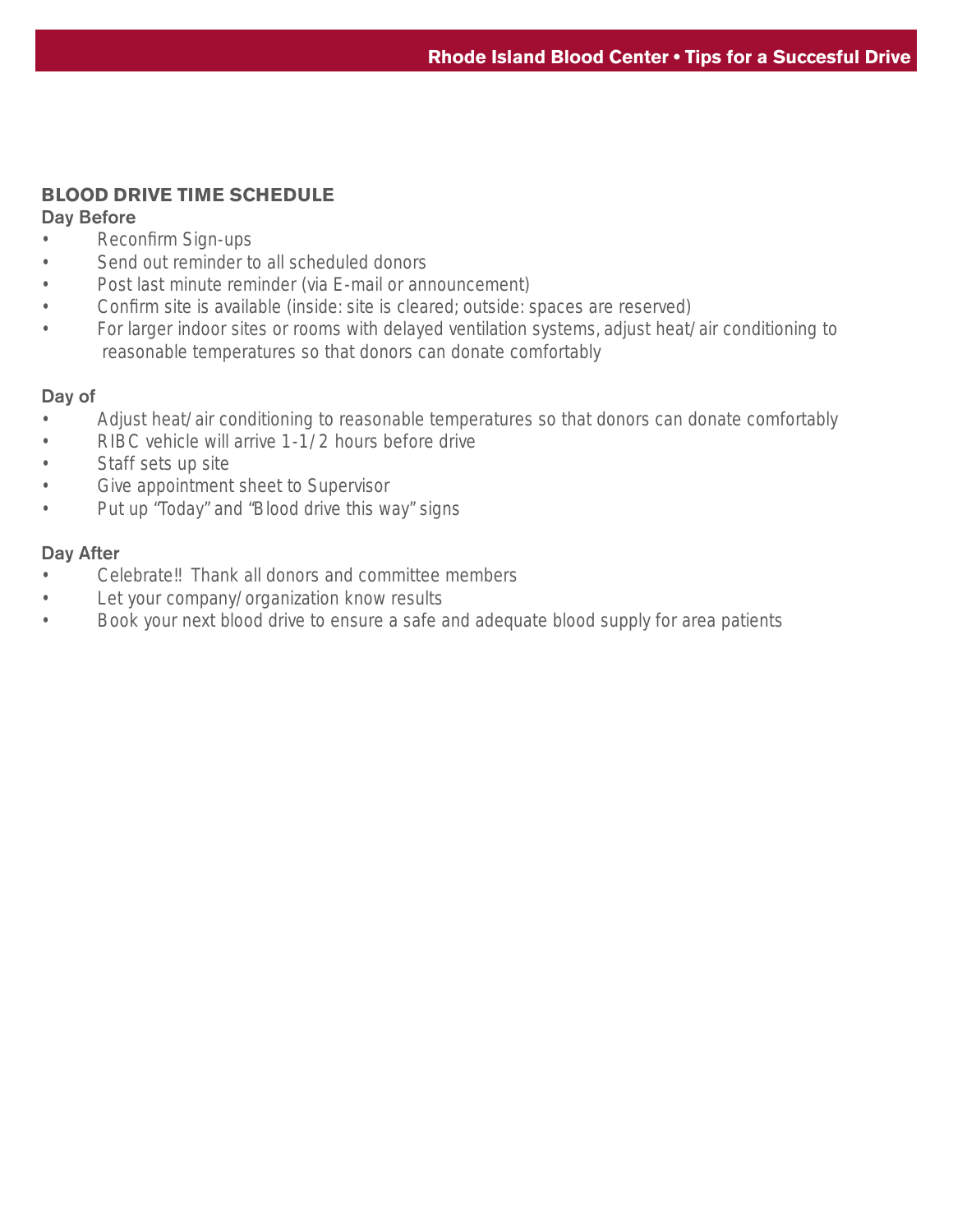## BLOOD DRIVE TIME SCHEDULE

### Day Before

- Reconfirm Sign-ups
- Send out reminder to all scheduled donors
- Post last minute reminder (via E-mail or announcement)
- Confirm site is available (inside: site is cleared; outside: spaces are reserved)
- For larger indoor sites or rooms with delayed ventilation systems, adjust heat/air conditioning to reasonable temperatures so that donors can donate comfortably

### Day of

- Adjust heat/air conditioning to reasonable temperatures so that donors can donate comfortably
- RIBC vehicle will arrive 1-1/2 hours before drive
- Staff sets up site
- Give appointment sheet to Supervisor
- Put up "Today" and "Blood drive this way" signs

### Day After

- Celebrate!! Thank all donors and committee members
- Let your company/organization know results
- Book your next blood drive to ensure a safe and adequate blood supply for area patients